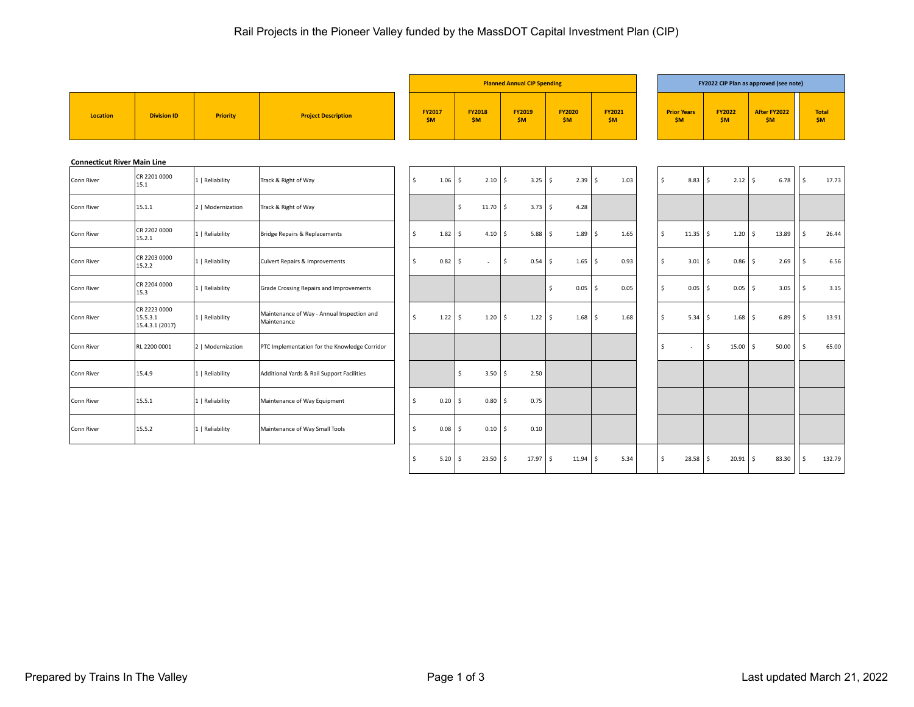# Rail Projects in the Pioneer Valley funded by the MassDOT Capital Investment Plan (CIP)

| Location | Division ID | Priority | Project Description | Planned Annual CIP Spending FY2017 $M | FY2018 $M | FY2019 $M | FY2020 $M | FY2021 $M | FY2022 CIP Plan as approved (see note) Prior Years $M | FY2022 $M | After FY2022 $M | Total $M |
|---|---|---|---|---|---|---|---|---|---|---|---|---|
| **Connecticut River Main Line** | | | | | | | | | | | | |
| Conn River | CR 2201 0000 15.1 | 1 \| Reliability | Track & Right of Way | $ 1.06 | $ 2.10 | $ 3.25 | $ 2.39 | $ 1.03 | $ 8.83 | $ 2.12 | $ 6.78 | $ 17.73 |
| Conn River | 15.1.1 | 2 \| Modernization | Track & Right of Way | | $ 11.70 | $ 3.73 | $ 4.28 | | | | | |
| Conn River | CR 2202 0000 15.2.1 | 1 \| Reliability | Bridge Repairs & Replacements | $ 1.82 | $ 4.10 | $ 5.88 | $ 1.89 | $ 1.65 | $ 11.35 | $ 1.20 | $ 13.89 | $ 26.44 |
| Conn River | CR 2203 0000 15.2.2 | 1 \| Reliability | Culvert Repairs & Improvements | $ 0.82 | $ - | $ 0.54 | $ 1.65 | $ 0.93 | $ 3.01 | $ 0.86 | $ 2.69 | $ 6.56 |
| Conn River | CR 2204 0000 15.3 | 1 \| Reliability | Grade Crossing Repairs and Improvements | | | | $ 0.05 | $ 0.05 | $ 0.05 | $ 0.05 | $ 3.05 | $ 3.15 |
| Conn River | CR 2223 0000 15.5.3.1 15.4.3.1 (2017) | 1 \| Reliability | Maintenance of Way - Annual Inspection and Maintenance | $ 1.22 | $ 1.20 | $ 1.22 | $ 1.68 | $ 1.68 | $ 5.34 | $ 1.68 | $ 6.89 | $ 13.91 |
| Conn River | RL 2200 0001 | 2 \| Modernization | PTC Implementation for the Knowledge Corridor | | | | | | $ - | $ 15.00 | $ 50.00 | $ 65.00 |
| Conn River | 15.4.9 | 1 \| Reliability | Additional Yards & Rail Support Facilities | | $ 3.50 | $ 2.50 | | | | | | |
| Conn River | 15.5.1 | 1 \| Reliability | Maintenance of Way Equipment | $ 0.20 | $ 0.80 | $ 0.75 | | | | | | |
| Conn River | 15.5.2 | 1 \| Reliability | Maintenance of Way Small Tools | $ 0.08 | $ 0.10 | $ 0.10 | | | | | | |
| | | | | $ 5.20 | $ 23.50 | $ 17.97 | $ 11.94 | $ 5.34 | $ 28.58 | $ 20.91 | $ 83.30 | $ 132.79 |

Prepared by Trains In The Valley

Last updated March 21, 2022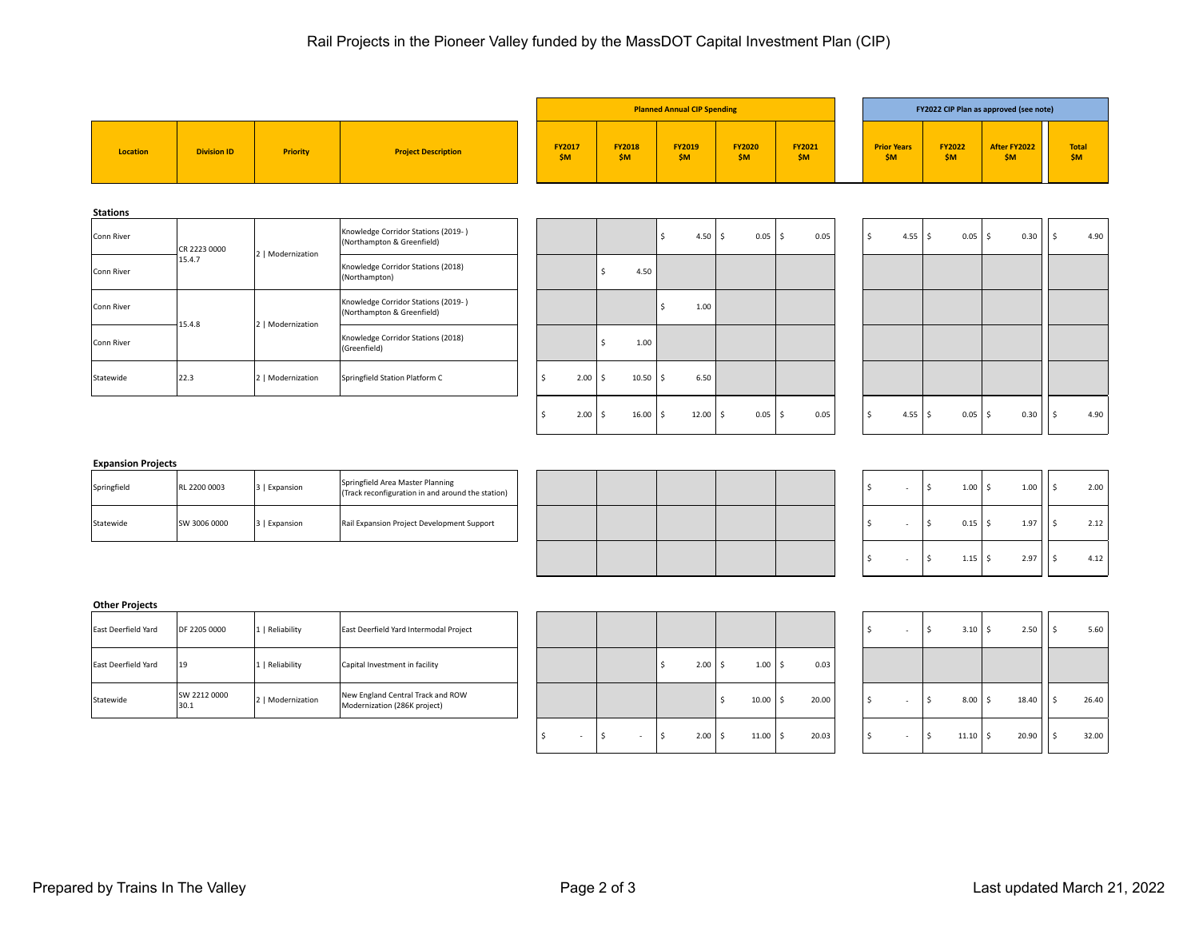# Rail Projects in the Pioneer Valley funded by the MassDOT Capital Investment Plan (CIP)

| Location | Division ID | Priority | Project Description | Planned Annual CIP Spending | | | | | FY2022 CIP Plan as approved (see note) | | | |
|---|---|---|---|---|---|---|---|---|---|---|---|---|
| | | | | FY2017 $M | FY2018 $M | FY2019 $M | FY2020 $M | FY2021 $M | Prior Years $M | FY2022 $M | After FY2022 $M | Total $M |
| **Stations** | | | | | | | | | | | | |
| Conn River | CR 2223 0000 15.4.7 | 2 \| Modernization | Knowledge Corridor Stations (2019- ) (Northampton & Greenfield) | | | $ 4.50 | $ 0.05 | $ 0.05 | $ 4.55 | $ 0.05 | $ 0.30 | $ 4.90 |
| Conn River | | | Knowledge Corridor Stations (2018) (Northampton) | | $ 4.50 | | | | | | | |
| Conn River | 15.4.8 | 2 \| Modernization | Knowledge Corridor Stations (2019- ) (Northampton & Greenfield) | | | $ 1.00 | | | | | | |
| Conn River | | | Knowledge Corridor Stations (2018) (Greenfield) | | $ 1.00 | | | | | | | |
| Statewide | 22.3 | 2 \| Modernization | Springfield Station Platform C | $ 2.00 | $ 10.50 | $ 6.50 | | | | | | |
| | | | | $ 2.00 | $ 16.00 | $ 12.00 | $ 0.05 | $ 0.05 | $ 4.55 | $ 0.05 | $ 0.30 | $ 4.90 |
| **Expansion Projects** | | | | | | | | | | | | |
| Springfield | RL 2200 0003 | 3 \| Expansion | Springfield Area Master Planning (Track reconfiguration in and around the station) | | | | | | $ - | $ 1.00 | $ 1.00 | $ 2.00 |
| Statewide | SW 3006 0000 | 3 \| Expansion | Rail Expansion Project Development Support | | | | | | $ - | $ 0.15 | $ 1.97 | $ 2.12 |
| | | | | | | | | | $ - | $ 1.15 | $ 2.97 | $ 4.12 |
| **Other Projects** | | | | | | | | | | | | |
| East Deerfield Yard | DF 2205 0000 | 1 \| Reliability | East Deerfield Yard Intermodal Project | | | | | | $ - | $ 3.10 | $ 2.50 | $ 5.60 |
| East Deerfield Yard | 19 | 1 \| Reliability | Capital Investment in facility | | | $ 2.00 | $ 1.00 | $ 0.03 | | | | |
| Statewide | SW 2212 0000 30.1 | 2 \| Modernization | New England Central Track and ROW Modernization (286K project) | | | | $ 10.00 | $ 20.00 | $ - | $ 8.00 | $ 18.40 | $ 26.40 |
| | | | | $ - | $ - | $ 2.00 | $ 11.00 | $ 20.03 | $ - | $ 11.10 | $ 20.90 | $ 32.00 |

Prepared by Trains In The Valley

Last updated March 21, 2022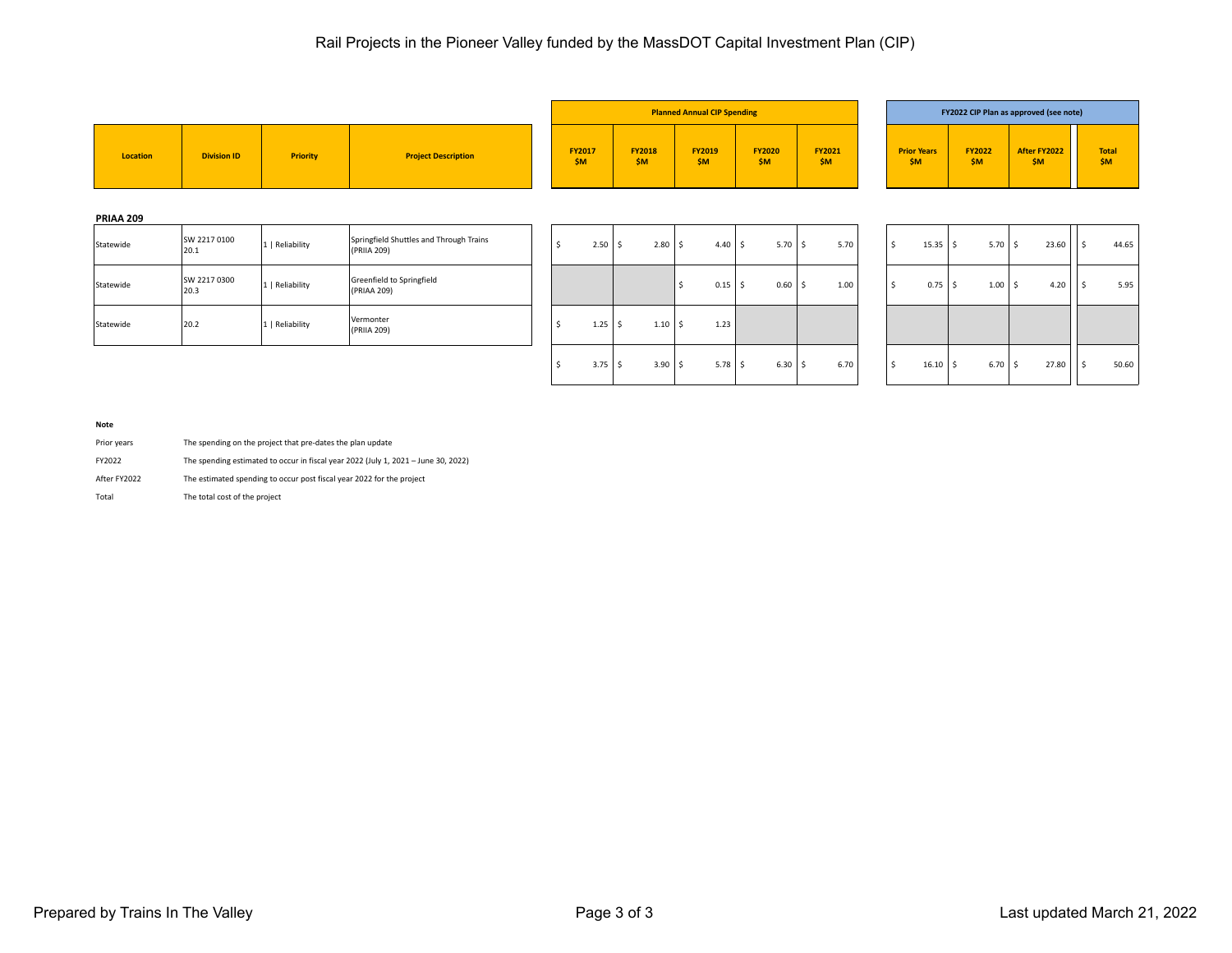# Rail Projects in the Pioneer Valley funded by the MassDOT Capital Investment Plan (CIP)

| | | | | Planned Annual CIP Spending | | | | | FY2022 CIP Plan as approved (see note) | | | |
|---|---|---|---|---|---|---|---|---|---|---|---|---|
| Location | Division ID | Priority | Project Description | FY2017 $M | FY2018 $M | FY2019 $M | FY2020 $M | FY2021 $M | Prior Years $M | FY2022 $M | After FY2022 $M | Total $M |
| **PRIAA 209** | | | | | | | | | | | | |
| Statewide | SW 2217 0100 20.1 | 1 \| Reliability | Springfield Shuttles and Through Trains (PRIIA 209) | $ 2.50 | $ 2.80 | $ 4.40 | $ 5.70 | $ 5.70 | $ 15.35 | $ 5.70 | $ 23.60 | $ 44.65 |
| Statewide | SW 2217 0300 20.3 | 1 \| Reliability | Greenfield to Springfield (PRIAA 209) | | | $ 0.15 | $ 0.60 | $ 1.00 | $ 0.75 | $ 1.00 | $ 4.20 | $ 5.95 |
| Statewide | 20.2 | 1 \| Reliability | Vermonter (PRIIA 209) | $ 1.25 | $ 1.10 | $ 1.23 | | | | | | |
| | | | | $ 3.75 | $ 3.90 | $ 5.78 | $ 6.30 | $ 6.70 | $ 16.10 | $ 6.70 | $ 27.80 | $ 50.60 |

**Note**

| | |
|---|---|
| Prior years | The spending on the project that pre-dates the plan update |
| FY2022 | The spending estimated to occur in fiscal year 2022 (July 1, 2021 – June 30, 2022) |
| After FY2022 | The estimated spending to occur post fiscal year 2022 for the project |
| Total | The total cost of the project |

Prepared by Trains In The Valley

Last updated March 21, 2022